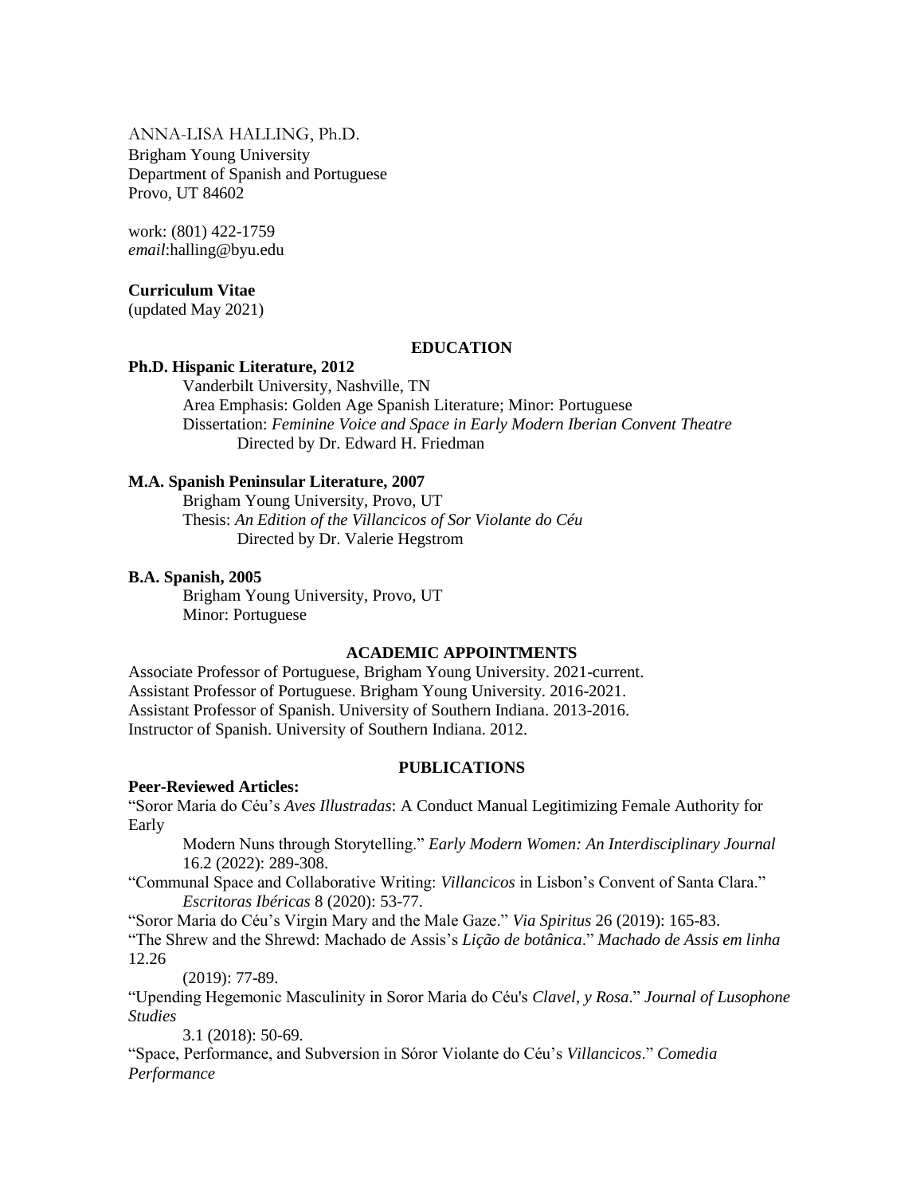ANNA-LISA HALLING, Ph.D.
Brigham Young University
Department of Spanish and Portuguese
Provo, UT 84602

work: (801) 422-1759
*email*:halling@byu.edu

**Curriculum Vitae**
(updated May 2021)

## EDUCATION

**Ph.D. Hispanic Literature, 2012**

Vanderbilt University, Nashville, TN
Area Emphasis: Golden Age Spanish Literature; Minor: Portuguese
Dissertation: *Feminine Voice and Space in Early Modern Iberian Convent Theatre*
Directed by Dr. Edward H. Friedman

**M.A. Spanish Peninsular Literature, 2007**

Brigham Young University, Provo, UT
Thesis: *An Edition of the Villancicos of Sor Violante do Céu*
Directed by Dr. Valerie Hegstrom

**B.A. Spanish, 2005**

Brigham Young University, Provo, UT
Minor: Portuguese

## ACADEMIC APPOINTMENTS

Associate Professor of Portuguese, Brigham Young University. 2021-current.
Assistant Professor of Portuguese. Brigham Young University. 2016-2021.
Assistant Professor of Spanish. University of Southern Indiana. 2013-2016.
Instructor of Spanish. University of Southern Indiana. 2012.

## PUBLICATIONS

**Peer-Reviewed Articles:**

"Soror Maria do Céu's *Aves Illustradas*: A Conduct Manual Legitimizing Female Authority for Early Modern Nuns through Storytelling." *Early Modern Women: An Interdisciplinary Journal* 16.2 (2022): 289-308.

"Communal Space and Collaborative Writing: *Villancicos* in Lisbon's Convent of Santa Clara." *Escritoras Ibéricas* 8 (2020): 53-77.

"Soror Maria do Céu's Virgin Mary and the Male Gaze." *Via Spiritus* 26 (2019): 165-83.

"The Shrew and the Shrewd: Machado de Assis's *Lição de botânica*." *Machado de Assis em linha* 12.26 (2019): 77-89.

"Upending Hegemonic Masculinity in Soror Maria do Céu's *Clavel, y Rosa*." *Journal of Lusophone Studies* 3.1 (2018): 50-69.

"Space, Performance, and Subversion in Sóror Violante do Céu's *Villancicos*." *Comedia Performance*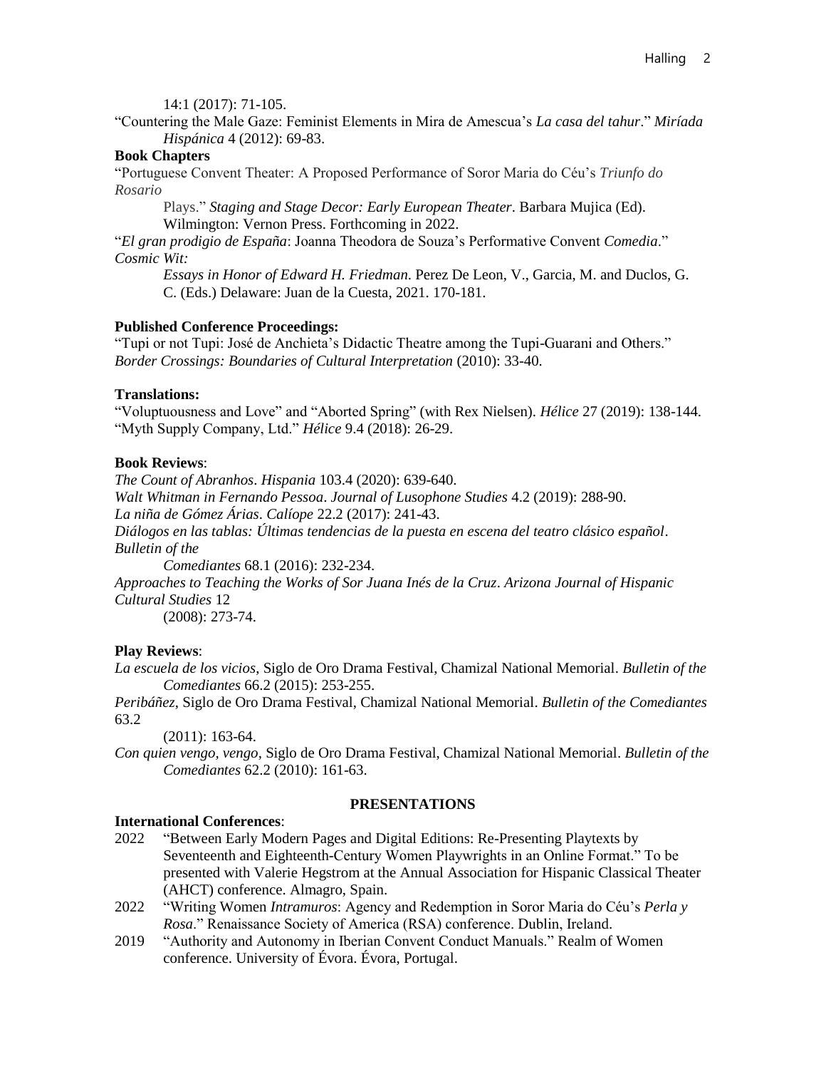14:1 (2017): 71-105.

"Countering the Male Gaze: Feminist Elements in Mira de Amescua's *La casa del tahur*." *Miríada Hispánica* 4 (2012): 69-83.

**Book Chapters**

"Portuguese Convent Theater: A Proposed Performance of Soror Maria do Céu's *Triunfo do Rosario* Plays." *Staging and Stage Decor: Early European Theater*. Barbara Mujica (Ed). Wilmington: Vernon Press. Forthcoming in 2022.

"*El gran prodigio de España*: Joanna Theodora de Souza's Performative Convent *Comedia*." *Cosmic Wit: Essays in Honor of Edward H. Friedman*. Perez De Leon, V., Garcia, M. and Duclos, G. C. (Eds.) Delaware: Juan de la Cuesta, 2021. 170-181.

**Published Conference Proceedings:**

"Tupi or not Tupi: José de Anchieta's Didactic Theatre among the Tupi-Guarani and Others." *Border Crossings: Boundaries of Cultural Interpretation* (2010): 33-40.

**Translations:**

"Voluptuousness and Love" and "Aborted Spring" (with Rex Nielsen). *Hélice* 27 (2019): 138-144.
"Myth Supply Company, Ltd." *Hélice* 9.4 (2018): 26-29.

**Book Reviews**:

*The Count of Abranhos*. *Hispania* 103.4 (2020): 639-640.
*Walt Whitman in Fernando Pessoa*. *Journal of Lusophone Studies* 4.2 (2019): 288-90.
*La niña de Gómez Árias*. *Calíope* 22.2 (2017): 241-43.
*Diálogos en las tablas: Últimas tendencias de la puesta en escena del teatro clásico español*. *Bulletin of the Comediantes* 68.1 (2016): 232-234.
*Approaches to Teaching the Works of Sor Juana Inés de la Cruz*. *Arizona Journal of Hispanic Cultural Studies* 12 (2008): 273-74.

**Play Reviews**:

*La escuela de los vicios*, Siglo de Oro Drama Festival, Chamizal National Memorial. *Bulletin of the Comediantes* 66.2 (2015): 253-255.

*Peribáñez*, Siglo de Oro Drama Festival, Chamizal National Memorial. *Bulletin of the Comediantes* 63.2 (2011): 163-64.

*Con quien vengo, vengo*, Siglo de Oro Drama Festival, Chamizal National Memorial. *Bulletin of the Comediantes* 62.2 (2010): 161-63.

## PRESENTATIONS

**International Conferences**:

2022 "Between Early Modern Pages and Digital Editions: Re-Presenting Playtexts by Seventeenth and Eighteenth-Century Women Playwrights in an Online Format." To be presented with Valerie Hegstrom at the Annual Association for Hispanic Classical Theater (AHCT) conference. Almagro, Spain.

2022 "Writing Women *Intramuros*: Agency and Redemption in Soror Maria do Céu's *Perla y Rosa*." Renaissance Society of America (RSA) conference. Dublin, Ireland.

2019 "Authority and Autonomy in Iberian Convent Conduct Manuals." Realm of Women conference. University of Évora. Évora, Portugal.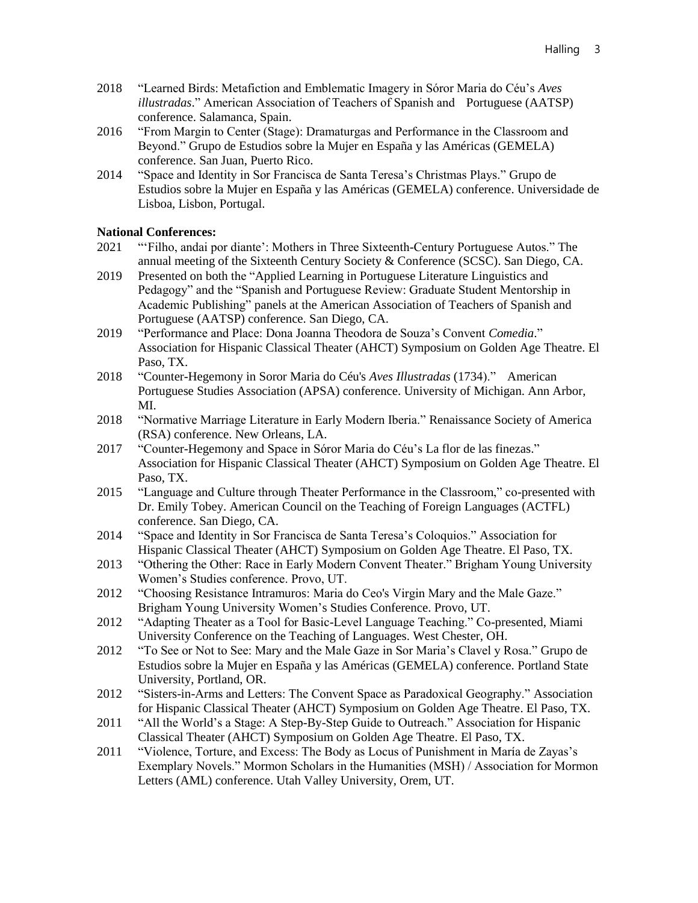2018 "Learned Birds: Metafiction and Emblematic Imagery in Sóror Maria do Céu's *Aves illustradas*." American Association of Teachers of Spanish and Portuguese (AATSP) conference. Salamanca, Spain.

2016 "From Margin to Center (Stage): Dramaturgas and Performance in the Classroom and Beyond." Grupo de Estudios sobre la Mujer en España y las Américas (GEMELA) conference. San Juan, Puerto Rico.

2014 "Space and Identity in Sor Francisca de Santa Teresa's Christmas Plays." Grupo de Estudios sobre la Mujer en España y las Américas (GEMELA) conference. Universidade de Lisboa, Lisbon, Portugal.

**National Conferences:**

2021 "'Filho, andai por diante': Mothers in Three Sixteenth-Century Portuguese Autos." The annual meeting of the Sixteenth Century Society & Conference (SCSC). San Diego, CA.

2019 Presented on both the "Applied Learning in Portuguese Literature Linguistics and Pedagogy" and the "Spanish and Portuguese Review: Graduate Student Mentorship in Academic Publishing" panels at the American Association of Teachers of Spanish and Portuguese (AATSP) conference. San Diego, CA.

2019 "Performance and Place: Dona Joanna Theodora de Souza's Convent *Comedia*." Association for Hispanic Classical Theater (AHCT) Symposium on Golden Age Theatre. El Paso, TX.

2018 "Counter-Hegemony in Soror Maria do Céu's *Aves Illustradas* (1734)." American Portuguese Studies Association (APSA) conference. University of Michigan. Ann Arbor, MI.

2018 "Normative Marriage Literature in Early Modern Iberia." Renaissance Society of America (RSA) conference. New Orleans, LA.

2017 "Counter-Hegemony and Space in Sóror Maria do Céu's La flor de las finezas." Association for Hispanic Classical Theater (AHCT) Symposium on Golden Age Theatre. El Paso, TX.

2015 "Language and Culture through Theater Performance in the Classroom," co-presented with Dr. Emily Tobey. American Council on the Teaching of Foreign Languages (ACTFL) conference. San Diego, CA.

2014 "Space and Identity in Sor Francisca de Santa Teresa's Coloquios." Association for Hispanic Classical Theater (AHCT) Symposium on Golden Age Theatre. El Paso, TX.

2013 "Othering the Other: Race in Early Modern Convent Theater." Brigham Young University Women's Studies conference. Provo, UT.

2012 "Choosing Resistance Intramuros: Maria do Ceo's Virgin Mary and the Male Gaze." Brigham Young University Women's Studies Conference. Provo, UT.

2012 "Adapting Theater as a Tool for Basic-Level Language Teaching." Co-presented, Miami University Conference on the Teaching of Languages. West Chester, OH.

2012 "To See or Not to See: Mary and the Male Gaze in Sor Maria's Clavel y Rosa." Grupo de Estudios sobre la Mujer en España y las Américas (GEMELA) conference. Portland State University, Portland, OR.

2012 "Sisters-in-Arms and Letters: The Convent Space as Paradoxical Geography." Association for Hispanic Classical Theater (AHCT) Symposium on Golden Age Theatre. El Paso, TX.

2011 "All the World's a Stage: A Step-By-Step Guide to Outreach." Association for Hispanic Classical Theater (AHCT) Symposium on Golden Age Theatre. El Paso, TX.

2011 "Violence, Torture, and Excess: The Body as Locus of Punishment in María de Zayas's Exemplary Novels." Mormon Scholars in the Humanities (MSH) / Association for Mormon Letters (AML) conference. Utah Valley University, Orem, UT.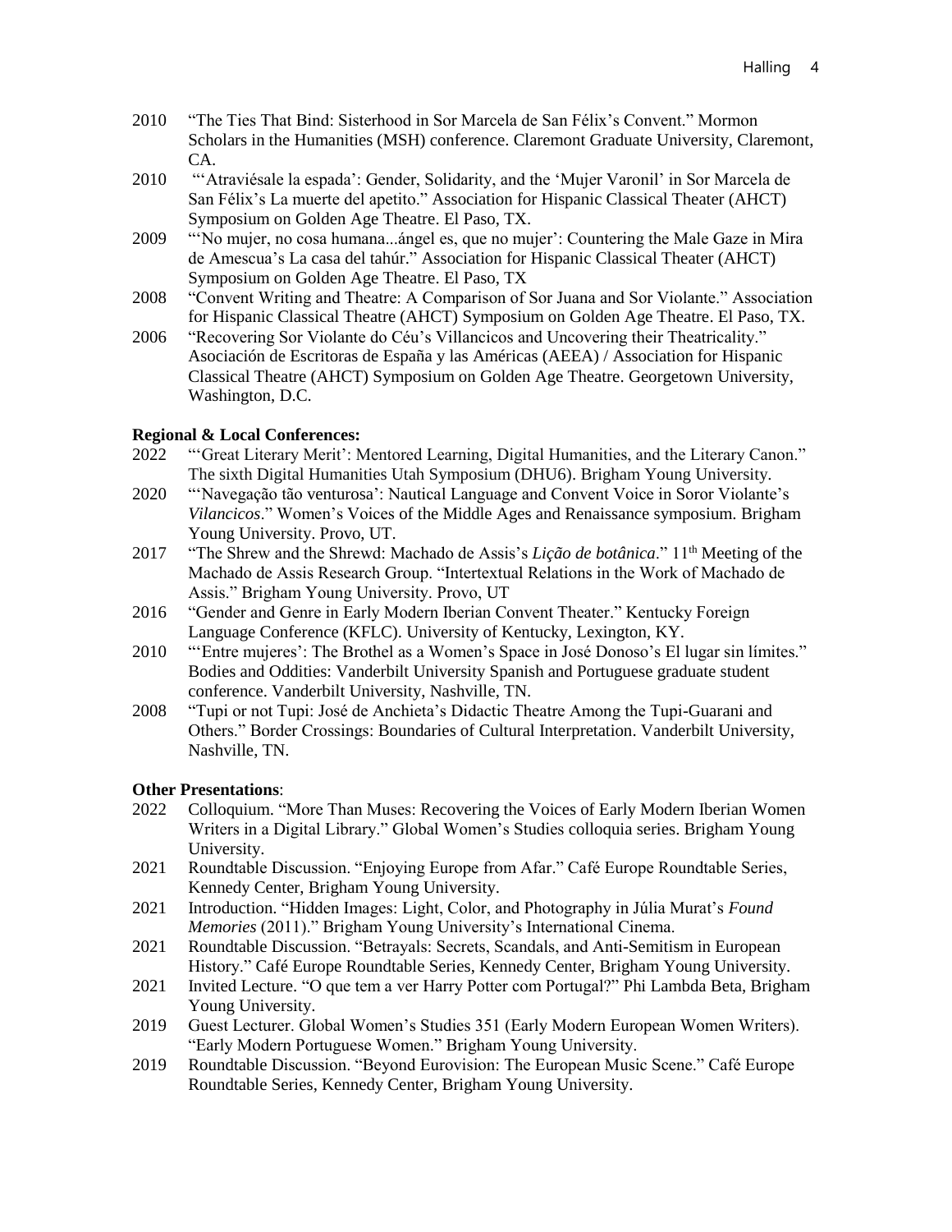2010 "The Ties That Bind: Sisterhood in Sor Marcela de San Félix's Convent." Mormon Scholars in the Humanities (MSH) conference. Claremont Graduate University, Claremont, CA.

2010 "'Atraviésale la espada': Gender, Solidarity, and the 'Mujer Varonil' in Sor Marcela de San Félix's La muerte del apetito." Association for Hispanic Classical Theater (AHCT) Symposium on Golden Age Theatre. El Paso, TX.

2009 "'No mujer, no cosa humana...ángel es, que no mujer': Countering the Male Gaze in Mira de Amescua's La casa del tahúr." Association for Hispanic Classical Theater (AHCT) Symposium on Golden Age Theatre. El Paso, TX

2008 "Convent Writing and Theatre: A Comparison of Sor Juana and Sor Violante." Association for Hispanic Classical Theatre (AHCT) Symposium on Golden Age Theatre. El Paso, TX.

2006 "Recovering Sor Violante do Céu's Villancicos and Uncovering their Theatricality." Asociación de Escritoras de España y las Américas (AEEA) / Association for Hispanic Classical Theatre (AHCT) Symposium on Golden Age Theatre. Georgetown University, Washington, D.C.

**Regional & Local Conferences:**

2022 "'Great Literary Merit': Mentored Learning, Digital Humanities, and the Literary Canon." The sixth Digital Humanities Utah Symposium (DHU6). Brigham Young University.

2020 "'Navegação tão venturosa': Nautical Language and Convent Voice in Soror Violante's *Vilancicos*." Women's Voices of the Middle Ages and Renaissance symposium. Brigham Young University. Provo, UT.

2017 "The Shrew and the Shrewd: Machado de Assis's *Lição de botânica*." 11th Meeting of the Machado de Assis Research Group. "Intertextual Relations in the Work of Machado de Assis." Brigham Young University. Provo, UT

2016 "Gender and Genre in Early Modern Iberian Convent Theater." Kentucky Foreign Language Conference (KFLC). University of Kentucky, Lexington, KY.

2010 "'Entre mujeres': The Brothel as a Women's Space in José Donoso's El lugar sin límites." Bodies and Oddities: Vanderbilt University Spanish and Portuguese graduate student conference. Vanderbilt University, Nashville, TN.

2008 "Tupi or not Tupi: José de Anchieta's Didactic Theatre Among the Tupi-Guarani and Others." Border Crossings: Boundaries of Cultural Interpretation. Vanderbilt University, Nashville, TN.

**Other Presentations**:

2022 Colloquium. "More Than Muses: Recovering the Voices of Early Modern Iberian Women Writers in a Digital Library." Global Women's Studies colloquia series. Brigham Young University.

2021 Roundtable Discussion. "Enjoying Europe from Afar." Café Europe Roundtable Series, Kennedy Center, Brigham Young University.

2021 Introduction. "Hidden Images: Light, Color, and Photography in Júlia Murat's *Found Memories* (2011)." Brigham Young University's International Cinema.

2021 Roundtable Discussion. "Betrayals: Secrets, Scandals, and Anti-Semitism in European History." Café Europe Roundtable Series, Kennedy Center, Brigham Young University.

2021 Invited Lecture. "O que tem a ver Harry Potter com Portugal?" Phi Lambda Beta, Brigham Young University.

2019 Guest Lecturer. Global Women's Studies 351 (Early Modern European Women Writers). "Early Modern Portuguese Women." Brigham Young University.

2019 Roundtable Discussion. "Beyond Eurovision: The European Music Scene." Café Europe Roundtable Series, Kennedy Center, Brigham Young University.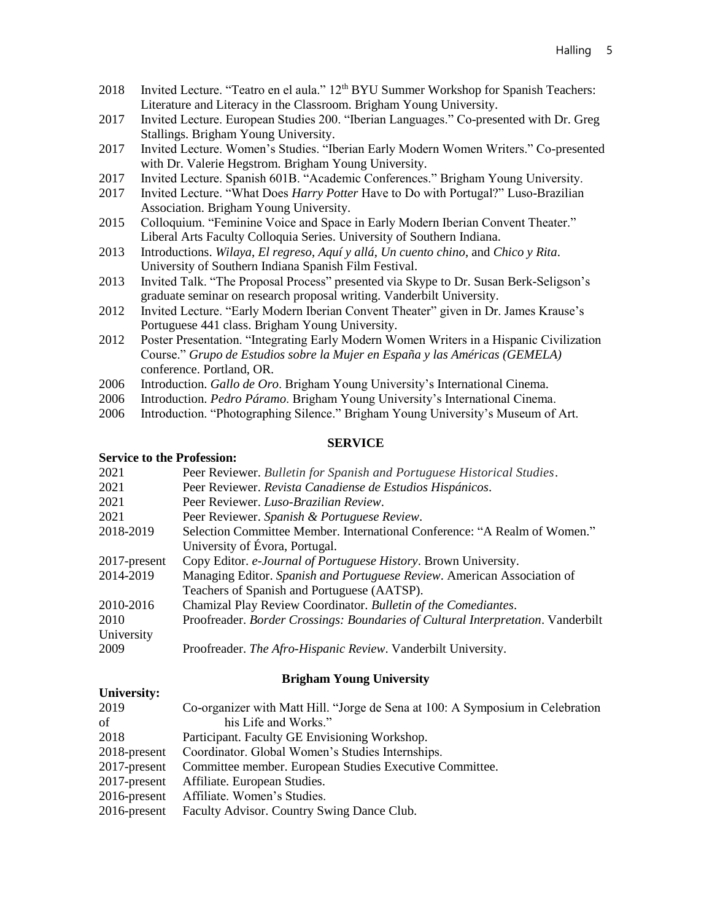2018 Invited Lecture. "Teatro en el aula." 12th BYU Summer Workshop for Spanish Teachers: Literature and Literacy in the Classroom. Brigham Young University.

2017 Invited Lecture. European Studies 200. "Iberian Languages." Co-presented with Dr. Greg Stallings. Brigham Young University.

2017 Invited Lecture. Women's Studies. "Iberian Early Modern Women Writers." Co-presented with Dr. Valerie Hegstrom. Brigham Young University.

2017 Invited Lecture. Spanish 601B. "Academic Conferences." Brigham Young University.

2017 Invited Lecture. "What Does *Harry Potter* Have to Do with Portugal?" Luso-Brazilian Association. Brigham Young University.

2015 Colloquium. "Feminine Voice and Space in Early Modern Iberian Convent Theater." Liberal Arts Faculty Colloquia Series. University of Southern Indiana.

2013 Introductions. *Wilaya*, *El regreso*, *Aquí y allá*, *Un cuento chino*, and *Chico y Rita*. University of Southern Indiana Spanish Film Festival.

2013 Invited Talk. "The Proposal Process" presented via Skype to Dr. Susan Berk-Seligson's graduate seminar on research proposal writing. Vanderbilt University.

2012 Invited Lecture. "Early Modern Iberian Convent Theater" given in Dr. James Krause's Portuguese 441 class. Brigham Young University.

2012 Poster Presentation. "Integrating Early Modern Women Writers in a Hispanic Civilization Course." *Grupo de Estudios sobre la Mujer en España y las Américas (GEMELA)* conference. Portland, OR.

2006 Introduction. *Gallo de Oro*. Brigham Young University's International Cinema.

2006 Introduction. *Pedro Páramo*. Brigham Young University's International Cinema.

2006 Introduction. "Photographing Silence." Brigham Young University's Museum of Art.

## SERVICE

### Service to the Profession:

2021 Peer Reviewer. *Bulletin for Spanish and Portuguese Historical Studies*.

2021 Peer Reviewer. *Revista Canadiense de Estudios Hispánicos*.

2021 Peer Reviewer. *Luso-Brazilian Review*.

2021 Peer Reviewer. *Spanish & Portuguese Review*.

2018-2019 Selection Committee Member. International Conference: "A Realm of Women." University of Évora, Portugal.

2017-present Copy Editor. *e-Journal of Portuguese History*. Brown University.

2014-2019 Managing Editor. *Spanish and Portuguese Review*. American Association of Teachers of Spanish and Portuguese (AATSP).

2010-2016 Chamizal Play Review Coordinator. *Bulletin of the Comediantes*.

2010 Proofreader. *Border Crossings: Boundaries of Cultural Interpretation*. Vanderbilt University

2009 Proofreader. *The Afro-Hispanic Review*. Vanderbilt University.

### Brigham Young University

**University:**

2019 Co-organizer with Matt Hill. "Jorge de Sena at 100: A Symposium in Celebration of his Life and Works."

2018 Participant. Faculty GE Envisioning Workshop.

2018-present Coordinator. Global Women's Studies Internships.

2017-present Committee member. European Studies Executive Committee.

2017-present Affiliate. European Studies.

2016-present Affiliate. Women's Studies.

2016-present Faculty Advisor. Country Swing Dance Club.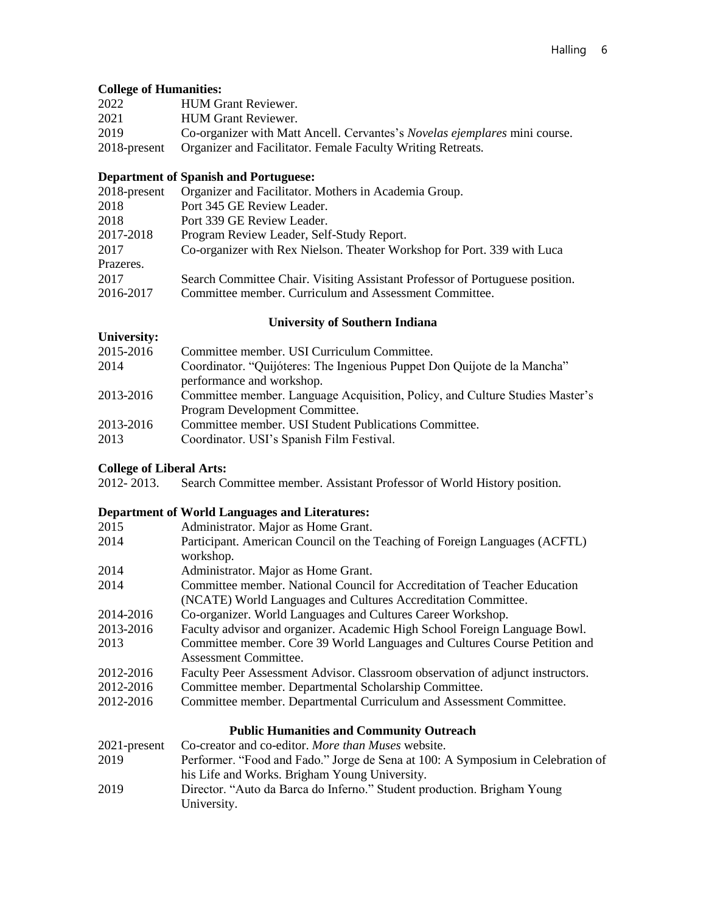**College of Humanities:**

2022 HUM Grant Reviewer.

2021 HUM Grant Reviewer.

2019 Co-organizer with Matt Ancell. Cervantes's *Novelas ejemplares* mini course.

2018-present Organizer and Facilitator. Female Faculty Writing Retreats.

**Department of Spanish and Portuguese:**

2018-present Organizer and Facilitator. Mothers in Academia Group.

2018 Port 345 GE Review Leader.

2018 Port 339 GE Review Leader.

2017-2018 Program Review Leader, Self-Study Report.

2017 Co-organizer with Rex Nielson. Theater Workshop for Port. 339 with Luca Prazeres.

2017 Search Committee Chair. Visiting Assistant Professor of Portuguese position.

2016-2017 Committee member. Curriculum and Assessment Committee.

## University of Southern Indiana

**University:**

2015-2016 Committee member. USI Curriculum Committee.

2014 Coordinator. "Quijóteres: The Ingenious Puppet Don Quijote de la Mancha" performance and workshop.

2013-2016 Committee member. Language Acquisition, Policy, and Culture Studies Master's Program Development Committee.

2013-2016 Committee member. USI Student Publications Committee.

2013 Coordinator. USI's Spanish Film Festival.

**College of Liberal Arts:**

2012- 2013. Search Committee member. Assistant Professor of World History position.

**Department of World Languages and Literatures:**

2015 Administrator. Major as Home Grant.

2014 Participant. American Council on the Teaching of Foreign Languages (ACFTL) workshop.

2014 Administrator. Major as Home Grant.

2014 Committee member. National Council for Accreditation of Teacher Education (NCATE) World Languages and Cultures Accreditation Committee.

2014-2016 Co-organizer. World Languages and Cultures Career Workshop.

2013-2016 Faculty advisor and organizer. Academic High School Foreign Language Bowl.

2013 Committee member. Core 39 World Languages and Cultures Course Petition and Assessment Committee.

2012-2016 Faculty Peer Assessment Advisor. Classroom observation of adjunct instructors.

2012-2016 Committee member. Departmental Scholarship Committee.

2012-2016 Committee member. Departmental Curriculum and Assessment Committee.

## Public Humanities and Community Outreach

2021-present Co-creator and co-editor. *More than Muses* website.

2019 Performer. "Food and Fado." Jorge de Sena at 100: A Symposium in Celebration of his Life and Works. Brigham Young University.

2019 Director. "Auto da Barca do Inferno." Student production. Brigham Young University.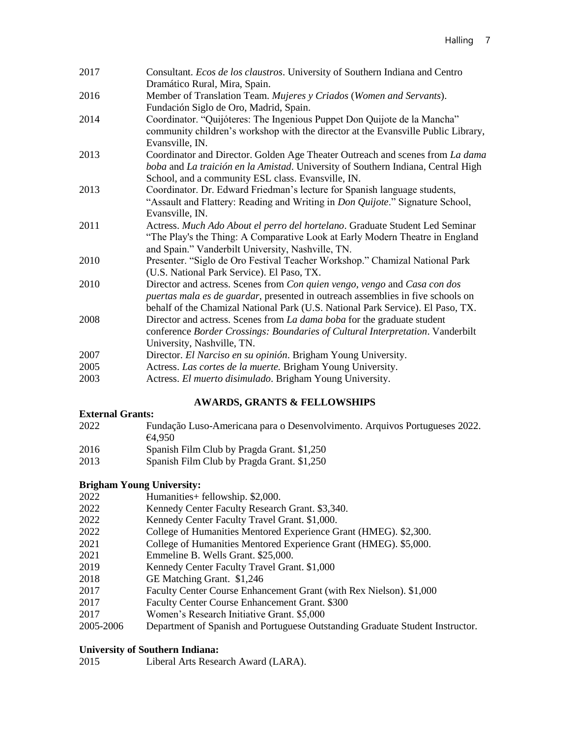2017 Consultant. *Ecos de los claustros*. University of Southern Indiana and Centro Dramático Rural, Mira, Spain.

2016 Member of Translation Team. *Mujeres y Criados* (*Women and Servants*). Fundación Siglo de Oro, Madrid, Spain.

2014 Coordinator. "Quijóteres: The Ingenious Puppet Don Quijote de la Mancha" community children's workshop with the director at the Evansville Public Library, Evansville, IN.

2013 Coordinator and Director. Golden Age Theater Outreach and scenes from *La dama boba* and *La traición en la Amistad*. University of Southern Indiana, Central High School, and a community ESL class. Evansville, IN.

2013 Coordinator. Dr. Edward Friedman's lecture for Spanish language students, "Assault and Flattery: Reading and Writing in *Don Quijote*." Signature School, Evansville, IN.

2011 Actress. *Much Ado About el perro del hortelano*. Graduate Student Led Seminar "The Play's the Thing: A Comparative Look at Early Modern Theatre in England and Spain." Vanderbilt University, Nashville, TN.

2010 Presenter. "Siglo de Oro Festival Teacher Workshop." Chamizal National Park (U.S. National Park Service). El Paso, TX.

2010 Director and actress. Scenes from *Con quien vengo, vengo* and *Casa con dos puertas mala es de guardar*, presented in outreach assemblies in five schools on behalf of the Chamizal National Park (U.S. National Park Service). El Paso, TX.

2008 Director and actress. Scenes from *La dama boba* for the graduate student conference *Border Crossings: Boundaries of Cultural Interpretation*. Vanderbilt University, Nashville, TN.

2007 Director. *El Narciso en su opinión*. Brigham Young University.

2005 Actress. *Las cortes de la muerte.* Brigham Young University.

2003 Actress. *El muerto disimulado*. Brigham Young University.

## AWARDS, GRANTS & FELLOWSHIPS

**External Grants:**

2022 Fundação Luso-Americana para o Desenvolvimento. Arquivos Portugueses 2022. €4,950

2016 Spanish Film Club by Pragda Grant. $1,250

2013 Spanish Film Club by Pragda Grant. $1,250

**Brigham Young University:**

2022 Humanities+ fellowship. $2,000.

2022 Kennedy Center Faculty Research Grant. $3,340.

2022 Kennedy Center Faculty Travel Grant. $1,000.

2022 College of Humanities Mentored Experience Grant (HMEG). $2,300.

2021 College of Humanities Mentored Experience Grant (HMEG). $5,000.

2021 Emmeline B. Wells Grant. $25,000.

2019 Kennedy Center Faculty Travel Grant. $1,000

2018 GE Matching Grant. $1,246

2017 Faculty Center Course Enhancement Grant (with Rex Nielson). $1,000

2017 Faculty Center Course Enhancement Grant. $300

2017 Women's Research Initiative Grant. $5,000

2005-2006 Department of Spanish and Portuguese Outstanding Graduate Student Instructor.

**University of Southern Indiana:**

2015 Liberal Arts Research Award (LARA).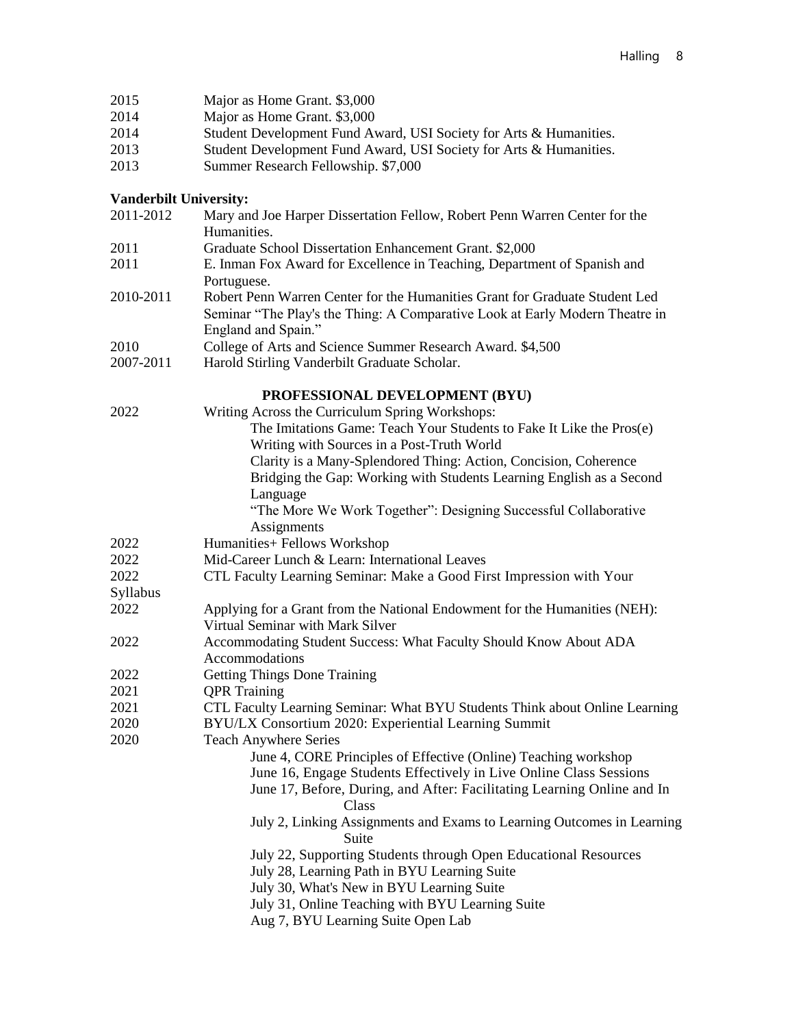2015 Major as Home Grant. $3,000
2014 Major as Home Grant. $3,000
2014 Student Development Fund Award, USI Society for Arts & Humanities.
2013 Student Development Fund Award, USI Society for Arts & Humanities.
2013 Summer Research Fellowship. $7,000

**Vanderbilt University:**

2011-2012 Mary and Joe Harper Dissertation Fellow, Robert Penn Warren Center for the Humanities.
2011 Graduate School Dissertation Enhancement Grant. $2,000
2011 E. Inman Fox Award for Excellence in Teaching, Department of Spanish and Portuguese.
2010-2011 Robert Penn Warren Center for the Humanities Grant for Graduate Student Led Seminar "The Play's the Thing: A Comparative Look at Early Modern Theatre in England and Spain."
2010 College of Arts and Science Summer Research Award. $4,500
2007-2011 Harold Stirling Vanderbilt Graduate Scholar.

## PROFESSIONAL DEVELOPMENT (BYU)

2022 Writing Across the Curriculum Spring Workshops:
- The Imitations Game: Teach Your Students to Fake It Like the Pros(e)
- Writing with Sources in a Post-Truth World
- Clarity is a Many-Splendored Thing: Action, Concision, Coherence
- Bridging the Gap: Working with Students Learning English as a Second Language
- "The More We Work Together": Designing Successful Collaborative Assignments

2022 Humanities+ Fellows Workshop
2022 Mid-Career Lunch & Learn: International Leaves
2022 CTL Faculty Learning Seminar: Make a Good First Impression with Your Syllabus
2022 Applying for a Grant from the National Endowment for the Humanities (NEH): Virtual Seminar with Mark Silver
2022 Accommodating Student Success: What Faculty Should Know About ADA Accommodations
2022 Getting Things Done Training
2021 QPR Training
2021 CTL Faculty Learning Seminar: What BYU Students Think about Online Learning
2020 BYU/LX Consortium 2020: Experiential Learning Summit
2020 Teach Anywhere Series
- June 4, CORE Principles of Effective (Online) Teaching workshop
- June 16, Engage Students Effectively in Live Online Class Sessions
- June 17, Before, During, and After: Facilitating Learning Online and In Class
- July 2, Linking Assignments and Exams to Learning Outcomes in Learning Suite
- July 22, Supporting Students through Open Educational Resources
- July 28, Learning Path in BYU Learning Suite
- July 30, What's New in BYU Learning Suite
- July 31, Online Teaching with BYU Learning Suite
- Aug 7, BYU Learning Suite Open Lab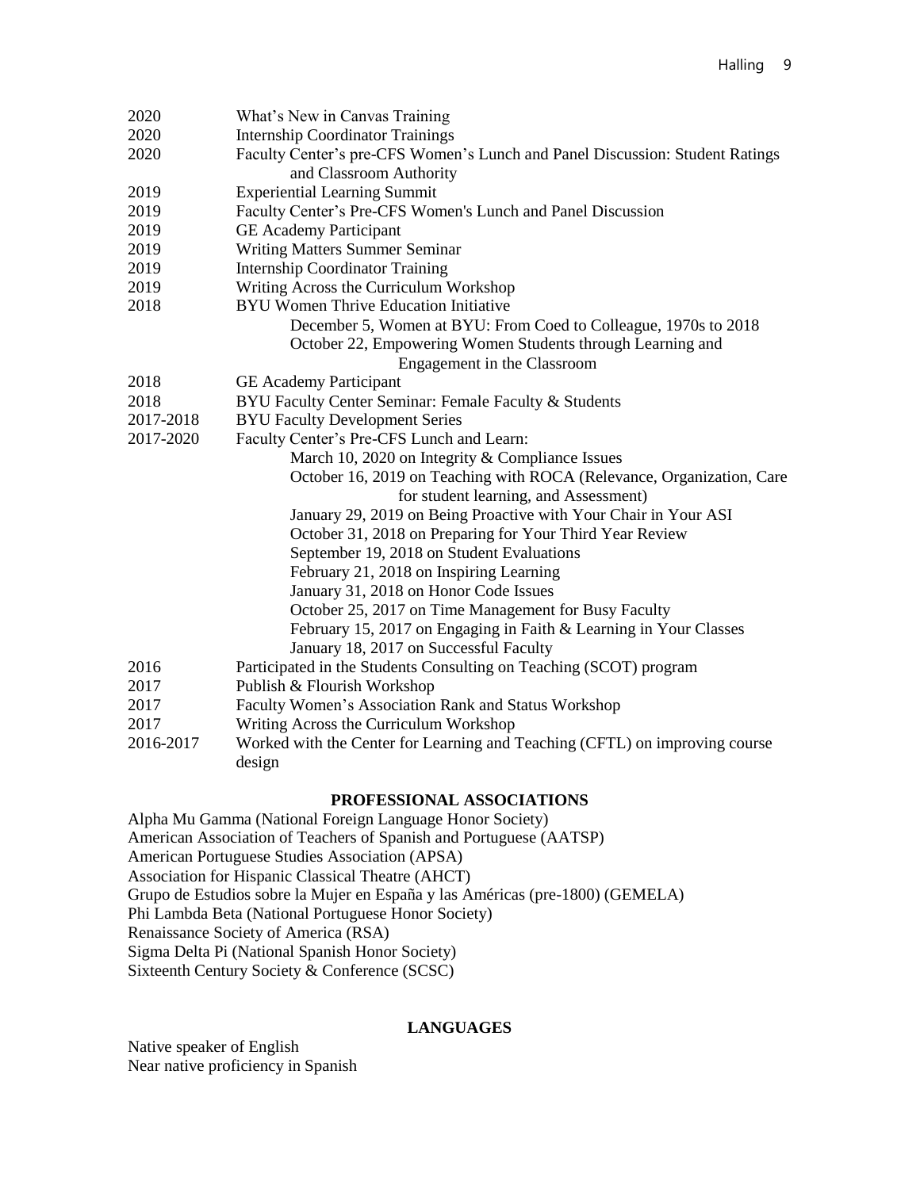2020 What's New in Canvas Training
2020 Internship Coordinator Trainings
2020 Faculty Center's pre-CFS Women's Lunch and Panel Discussion: Student Ratings and Classroom Authority
2019 Experiential Learning Summit
2019 Faculty Center's Pre-CFS Women's Lunch and Panel Discussion
2019 GE Academy Participant
2019 Writing Matters Summer Seminar
2019 Internship Coordinator Training
2019 Writing Across the Curriculum Workshop
2018 BYU Women Thrive Education Initiative
    December 5, Women at BYU: From Coed to Colleague, 1970s to 2018
    October 22, Empowering Women Students through Learning and Engagement in the Classroom
2018 GE Academy Participant
2018 BYU Faculty Center Seminar: Female Faculty & Students
2017-2018 BYU Faculty Development Series
2017-2020 Faculty Center's Pre-CFS Lunch and Learn:
    March 10, 2020 on Integrity & Compliance Issues
    October 16, 2019 on Teaching with ROCA (Relevance, Organization, Care for student learning, and Assessment)
    January 29, 2019 on Being Proactive with Your Chair in Your ASI
    October 31, 2018 on Preparing for Your Third Year Review
    September 19, 2018 on Student Evaluations
    February 21, 2018 on Inspiring Learning
    January 31, 2018 on Honor Code Issues
    October 25, 2017 on Time Management for Busy Faculty
    February 15, 2017 on Engaging in Faith & Learning in Your Classes
    January 18, 2017 on Successful Faculty
2016 Participated in the Students Consulting on Teaching (SCOT) program
2017 Publish & Flourish Workshop
2017 Faculty Women's Association Rank and Status Workshop
2017 Writing Across the Curriculum Workshop
2016-2017 Worked with the Center for Learning and Teaching (CFTL) on improving course design

## PROFESSIONAL ASSOCIATIONS

Alpha Mu Gamma (National Foreign Language Honor Society)
American Association of Teachers of Spanish and Portuguese (AATSP)
American Portuguese Studies Association (APSA)
Association for Hispanic Classical Theatre (AHCT)
Grupo de Estudios sobre la Mujer en España y las Américas (pre-1800) (GEMELA)
Phi Lambda Beta (National Portuguese Honor Society)
Renaissance Society of America (RSA)
Sigma Delta Pi (National Spanish Honor Society)
Sixteenth Century Society & Conference (SCSC)

## LANGUAGES

Native speaker of English
Near native proficiency in Spanish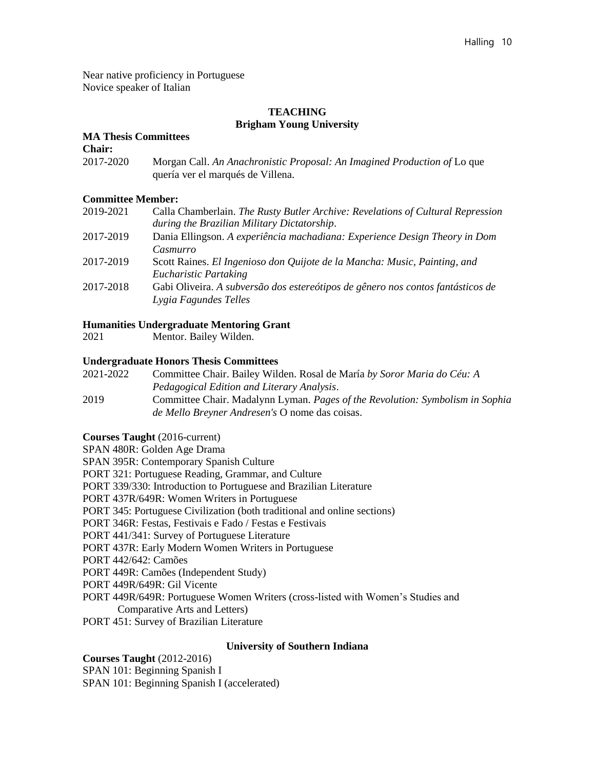Near native proficiency in Portuguese
Novice speaker of Italian

## TEACHING

### Brigham Young University

**MA Thesis Committees**

**Chair:**

2017-2020 Morgan Call. *An Anachronistic Proposal: An Imagined Production of* Lo que quería ver el marqués de Villena.

**Committee Member:**

2019-2021 Calla Chamberlain. *The Rusty Butler Archive: Revelations of Cultural Repression during the Brazilian Military Dictatorship*.

2017-2019 Dania Ellingson. *A experiência machadiana: Experience Design Theory in Dom Casmurro*

2017-2019 Scott Raines. *El Ingenioso don Quijote de la Mancha: Music, Painting, and Eucharistic Partaking*

2017-2018 Gabi Oliveira. *A subversão dos estereótipos de gênero nos contos fantásticos de Lygia Fagundes Telles*

**Humanities Undergraduate Mentoring Grant**

2021 Mentor. Bailey Wilden.

**Undergraduate Honors Thesis Committees**

2021-2022 Committee Chair. Bailey Wilden. Rosal de María *by Soror Maria do Céu: A Pedagogical Edition and Literary Analysis*.

2019 Committee Chair. Madalynn Lyman. *Pages of the Revolution: Symbolism in Sophia de Mello Breyner Andresen's* O nome das coisas.

**Courses Taught** (2016-current)

SPAN 480R: Golden Age Drama
SPAN 395R: Contemporary Spanish Culture
PORT 321: Portuguese Reading, Grammar, and Culture
PORT 339/330: Introduction to Portuguese and Brazilian Literature
PORT 437R/649R: Women Writers in Portuguese
PORT 345: Portuguese Civilization (both traditional and online sections)
PORT 346R: Festas, Festivais e Fado / Festas e Festivais
PORT 441/341: Survey of Portuguese Literature
PORT 437R: Early Modern Women Writers in Portuguese
PORT 442/642: Camões
PORT 449R: Camões (Independent Study)
PORT 449R/649R: Gil Vicente
PORT 449R/649R: Portuguese Women Writers (cross-listed with Women's Studies and Comparative Arts and Letters)
PORT 451: Survey of Brazilian Literature

### University of Southern Indiana

**Courses Taught** (2012-2016)

SPAN 101: Beginning Spanish I
SPAN 101: Beginning Spanish I (accelerated)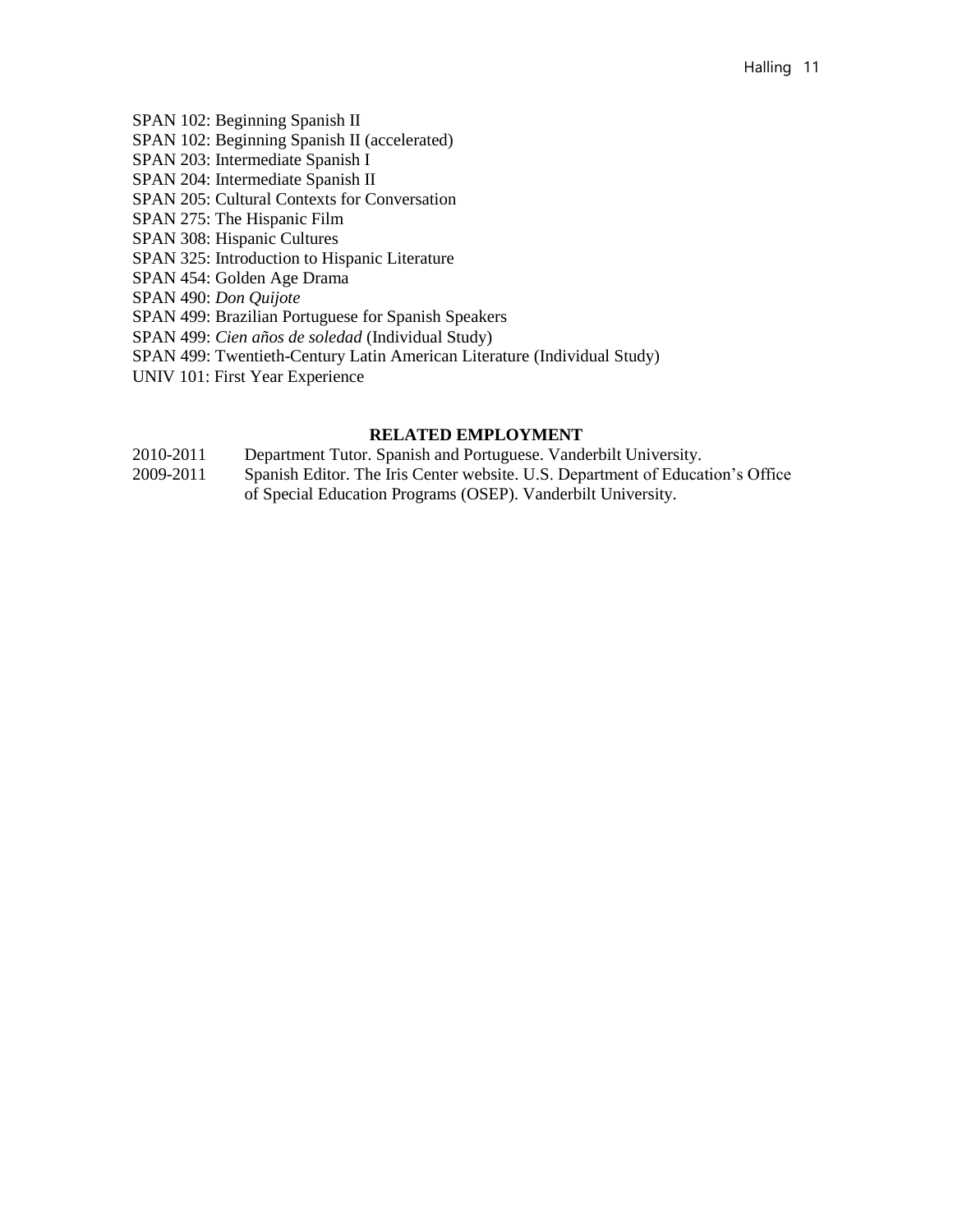SPAN 102: Beginning Spanish II
SPAN 102: Beginning Spanish II (accelerated)
SPAN 203: Intermediate Spanish I
SPAN 204: Intermediate Spanish II
SPAN 205: Cultural Contexts for Conversation
SPAN 275: The Hispanic Film
SPAN 308: Hispanic Cultures
SPAN 325: Introduction to Hispanic Literature
SPAN 454: Golden Age Drama
SPAN 490: *Don Quijote*
SPAN 499: Brazilian Portuguese for Spanish Speakers
SPAN 499: *Cien años de soledad* (Individual Study)
SPAN 499: Twentieth-Century Latin American Literature (Individual Study)
UNIV 101: First Year Experience

## RELATED EMPLOYMENT

2010-2011 Department Tutor. Spanish and Portuguese. Vanderbilt University.

2009-2011 Spanish Editor. The Iris Center website. U.S. Department of Education's Office of Special Education Programs (OSEP). Vanderbilt University.